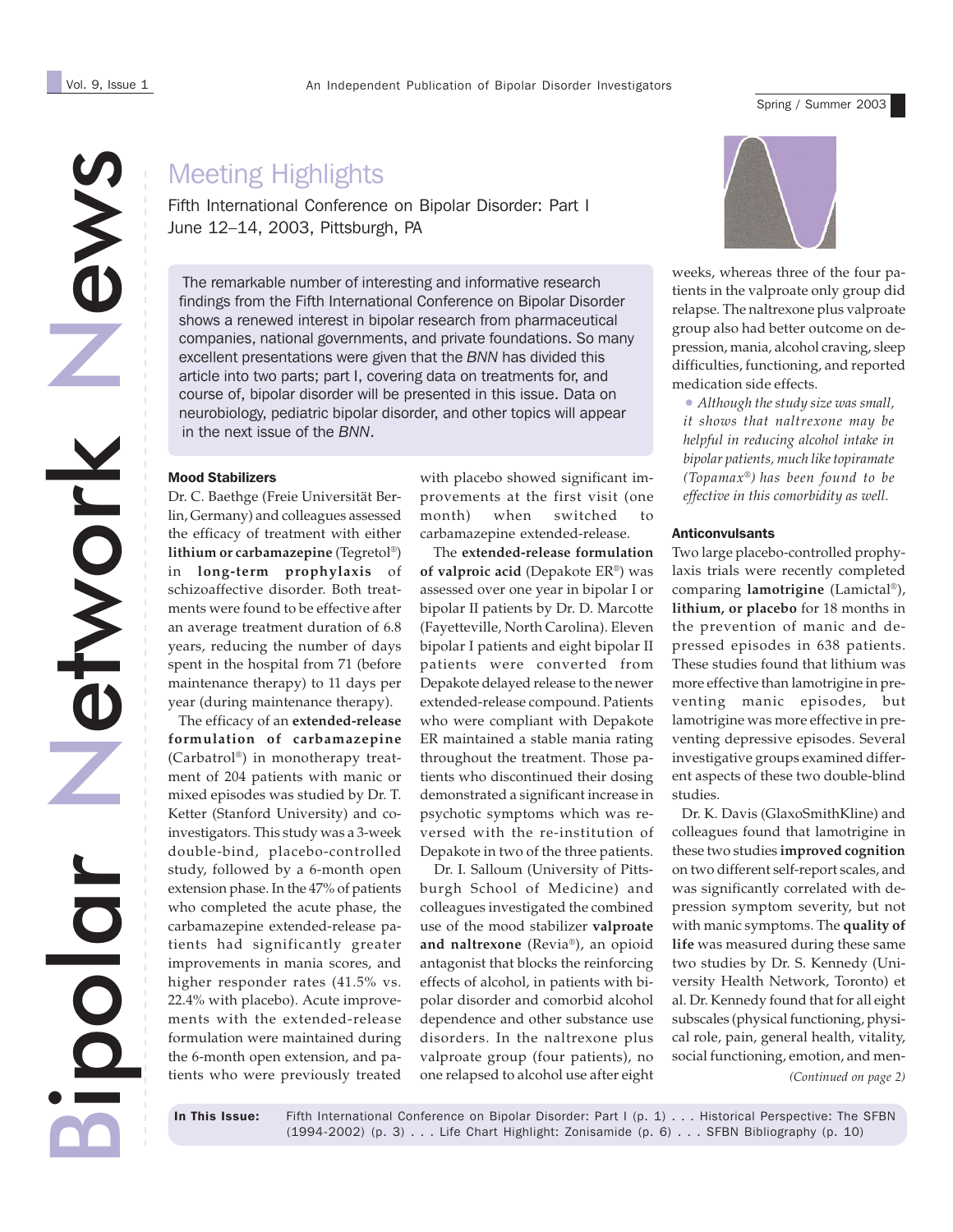# Bipolar Network News

An Independent Publication of Bipolar Disorder Investigators

Spring / Summer 2003

## Meeting Highlights

Fifth International Conference on Bipolar Disorder: Part I
June 12–14, 2003, Pittsburgh, PA

The remarkable number of interesting and informative research findings from the Fifth International Conference on Bipolar Disorder shows a renewed interest in bipolar research from pharmaceutical companies, national governments, and private foundations. So many excellent presentations were given that the *BNN* has divided this article into two parts; part I, covering data on treatments for, and course of, bipolar disorder will be presented in this issue. Data on neurobiology, pediatric bipolar disorder, and other topics will appear in the next issue of the *BNN*.

### Mood Stabilizers

Dr. C. Baethge (Freie Universität Berlin, Germany) and colleagues assessed the efficacy of treatment with either **lithium or carbamazepine** (Tegretol®) in **long-term prophylaxis** of schizoaffective disorder. Both treatments were found to be effective after an average treatment duration of 6.8 years, reducing the number of days spent in the hospital from 71 (before maintenance therapy) to 11 days per year (during maintenance therapy).

The efficacy of an **extended-release formulation of carbamazepine** (Carbatrol®) in monotherapy treatment of 204 patients with manic or mixed episodes was studied by Dr. T. Ketter (Stanford University) and co-investigators. This study was a 3-week double-bind, placebo-controlled study, followed by a 6-month open extension phase. In the 47% of patients who completed the acute phase, the carbamazepine extended-release patients had significantly greater improvements in mania scores, and higher responder rates (41.5% vs. 22.4% with placebo). Acute improvements with the extended-release formulation were maintained during the 6-month open extension, and patients who were previously treated with placebo showed significant improvements at the first visit (one month) when switched to carbamazepine extended-release.

The **extended-release formulation of valproic acid** (Depakote ER®) was assessed over one year in bipolar I or bipolar II patients by Dr. D. Marcotte (Fayetteville, North Carolina). Eleven bipolar I patients and eight bipolar II patients were converted from Depakote delayed release to the newer extended-release compound. Patients who were compliant with Depakote ER maintained a stable mania rating throughout the treatment. Those patients who discontinued their dosing demonstrated a significant increase in psychotic symptoms which was reversed with the re-institution of Depakote in two of the three patients.

Dr. I. Salloum (University of Pittsburgh School of Medicine) and colleagues investigated the combined use of the mood stabilizer **valproate and naltrexone** (Revia®), an opioid antagonist that blocks the reinforcing effects of alcohol, in patients with bipolar disorder and comorbid alcohol dependence and other substance use disorders. In the naltrexone plus valproate group (four patients), no one relapsed to alcohol use after eight weeks, whereas three of the four patients in the valproate only group did relapse. The naltrexone plus valproate group also had better outcome on depression, mania, alcohol craving, sleep difficulties, functioning, and reported medication side effects.

- *Although the study size was small, it shows that naltrexone may be helpful in reducing alcohol intake in bipolar patients, much like topiramate (Topamax®) has been found to be effective in this comorbidity as well.*

### Anticonvulsants

Two large placebo-controlled prophylaxis trials were recently completed comparing **lamotrigine** (Lamictal®), **lithium, or placebo** for 18 months in the prevention of manic and depressed episodes in 638 patients. These studies found that lithium was more effective than lamotrigine in preventing manic episodes, but lamotrigine was more effective in preventing depressive episodes. Several investigative groups examined different aspects of these two double-blind studies.

Dr. K. Davis (GlaxoSmithKline) and colleagues found that lamotrigine in these two studies **improved cognition** on two different self-report scales, and was significantly correlated with depression symptom severity, but not with manic symptoms. The **quality of life** was measured during these same two studies by Dr. S. Kennedy (University Health Network, Toronto) et al. Dr. Kennedy found that for all eight subscales (physical functioning, physical role, pain, general health, vitality, social functioning, emotion, and men-

*(Continued on page 2)*

**In This Issue:** Fifth International Conference on Bipolar Disorder: Part I (p. 1) . . . Historical Perspective: The SFBN (1994-2002) (p. 3) . . . Life Chart Highlight: Zonisamide (p. 6) . . . SFBN Bibliography (p. 10)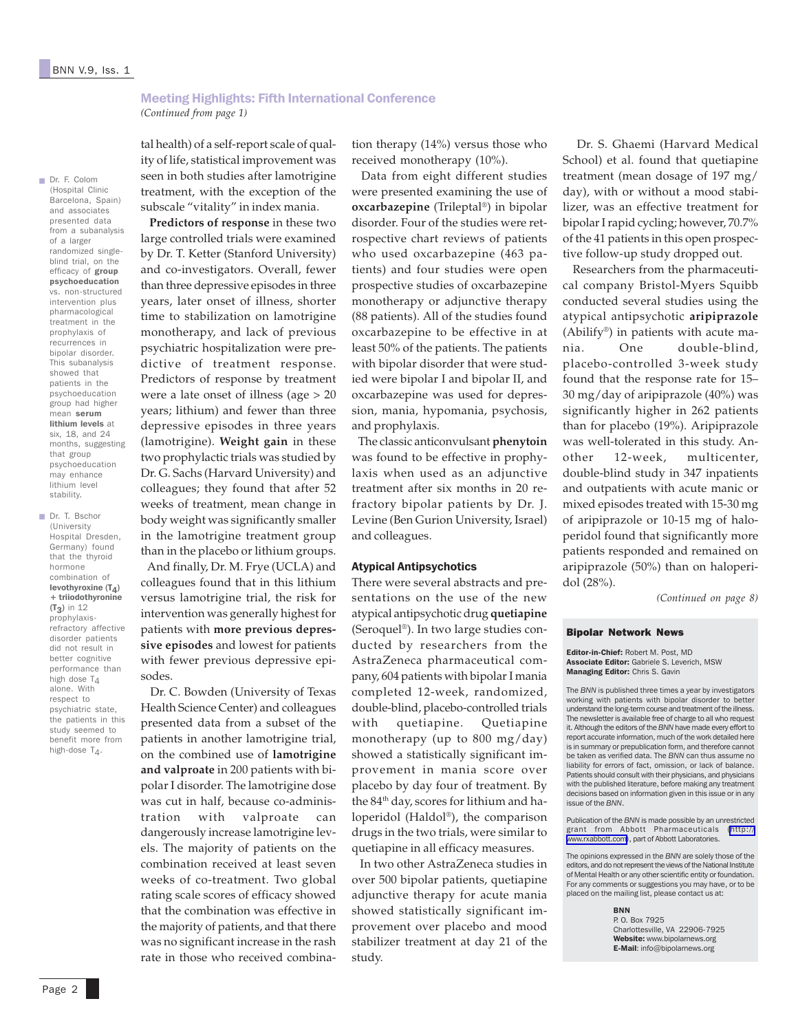## Meeting Highlights: Fifth International Conference

*(Continued from page 1)*

tal health) of a self-report scale of quality of life, statistical improvement was seen in both studies after lamotrigine treatment, with the exception of the subscale "vitality" in index mania.

**Predictors of response** in these two large controlled trials were examined by Dr. T. Ketter (Stanford University) and co-investigators. Overall, fewer than three depressive episodes in three years, later onset of illness, shorter time to stabilization on lamotrigine monotherapy, and lack of previous psychiatric hospitalization were predictive of treatment response. Predictors of response by treatment were a late onset of illness (age > 20 years; lithium) and fewer than three depressive episodes in three years (lamotrigine). **Weight gain** in these two prophylactic trials was studied by Dr. G. Sachs (Harvard University) and colleagues; they found that after 52 weeks of treatment, mean change in body weight was significantly smaller in the lamotrigine treatment group than in the placebo or lithium groups.

And finally, Dr. M. Frye (UCLA) and colleagues found that in this lithium versus lamotrigine trial, the risk for intervention was generally highest for patients with **more previous depressive episodes** and lowest for patients with fewer previous depressive episodes.

Dr. C. Bowden (University of Texas Health Science Center) and colleagues presented data from a subset of the patients in another lamotrigine trial, on the combined use of **lamotrigine and valproate** in 200 patients with bipolar I disorder. The lamotrigine dose was cut in half, because co-administration with valproate can dangerously increase lamotrigine levels. The majority of patients on the combination received at least seven weeks of co-treatment. Two global rating scale scores of efficacy showed that the combination was effective in the majority of patients, and that there was no significant increase in the rash rate in those who received combination therapy (14%) versus those who received monotherapy (10%).

Data from eight different studies were presented examining the use of **oxcarbazepine** (Trileptal®) in bipolar disorder. Four of the studies were retrospective chart reviews of patients who used oxcarbazepine (463 patients) and four studies were open prospective studies of oxcarbazepine monotherapy or adjunctive therapy (88 patients). All of the studies found oxcarbazepine to be effective in at least 50% of the patients. The patients with bipolar disorder that were studied were bipolar I and bipolar II, and oxcarbazepine was used for depression, mania, hypomania, psychosis, and prophylaxis.

The classic anticonvulsant **phenytoin** was found to be effective in prophylaxis when used as an adjunctive treatment after six months in 20 refractory bipolar patients by Dr. J. Levine (Ben Gurion University, Israel) and colleagues.

### Atypical Antipsychotics

There were several abstracts and presentations on the use of the new atypical antipsychotic drug **quetiapine** (Seroquel®). In two large studies conducted by researchers from the AstraZeneca pharmaceutical company, 604 patients with bipolar I mania completed 12-week, randomized, double-blind, placebo-controlled trials with quetiapine. Quetiapine monotherapy (up to 800 mg/day) showed a statistically significant improvement in mania score over placebo by day four of treatment. By the 84th day, scores for lithium and haloperidol (Haldol®), the comparison drugs in the two trials, were similar to quetiapine in all efficacy measures.

In two other AstraZeneca studies in over 500 bipolar patients, quetiapine adjunctive therapy for acute mania showed statistically significant improvement over placebo and mood stabilizer treatment at day 21 of the study.

Dr. S. Ghaemi (Harvard Medical School) et al. found that quetiapine treatment (mean dosage of 197 mg/day), with or without a mood stabilizer, was an effective treatment for bipolar I rapid cycling; however, 70.7% of the 41 patients in this open prospective follow-up study dropped out.

Researchers from the pharmaceutical company Bristol-Myers Squibb conducted several studies using the atypical antipsychotic **aripiprazole** (Abilify®) in patients with acute mania. One double-blind, placebo-controlled 3-week study found that the response rate for 15–30 mg/day of aripiprazole (40%) was significantly higher in 262 patients than for placebo (19%). Aripiprazole was well-tolerated in this study. Another 12-week, multicenter, double-blind study in 347 inpatients and outpatients with acute manic or mixed episodes treated with 15-30 mg of aripiprazole or 10-15 mg of haloperidol found that significantly more patients responded and remained on aripiprazole (50%) than on haloperidol (28%).

*(Continued on page 8)*

---

- Dr. F. Colom (Hospital Clinic Barcelona, Spain) and associates presented data from a subanalysis of a larger randomized single-blind trial, on the efficacy of **group psychoeducation** vs. non-structured intervention plus pharmacological treatment in the prophylaxis of recurrences in bipolar disorder. This subanalysis showed that patients in the psychoeducation group had higher mean **serum lithium levels** at six, 18, and 24 months, suggesting that group psychoeducation may enhance lithium level stability.

- Dr. T. Bschor (University Hospital Dresden, Germany) found that the thyroid hormone combination of **levothyroxine ($T_4$) + triiodothyronine ($T_3$)** in 12 prophylaxis-refractory affective disorder patients did not result in better cognitive performance than high dose $T_4$ alone. With respect to psychiatric state, the patients in this study seemed to benefit more from high-dose $T_4$.

---

### Bipolar Network News

**Editor-in-Chief:** Robert M. Post, MD
**Associate Editor:** Gabriele S. Leverich, MSW
**Managing Editor:** Chris S. Gavin

The *BNN* is published three times a year by investigators working with patients with bipolar disorder to better understand the long-term course and treatment of the illness. The newsletter is available free of charge to all who request it. Although the editors of the *BNN* have made every effort to report accurate information, much of the work detailed here is in summary or prepublication form, and therefore cannot be taken as verified data. The *BNN* can thus assume no liability for errors of fact, omission, or lack of balance. Patients should consult with their physicians, and physicians with the published literature, before making any treatment decisions based on information given in this issue or in any issue of the *BNN*.

Publication of the *BNN* is made possible by an unrestricted grant from Abbott Pharmaceuticals (http://www.rxabbott.com), part of Abbott Laboratories.

The opinions expressed in the *BNN* are solely those of the editors, and do not represent the views of the National Institute of Mental Health or any other scientific entity or foundation. For any comments or suggestions you may have, or to be placed on the mailing list, please contact us at:

**BNN**
P. O. Box 7925
Charlottesville, VA 22906-7925
**Website:** www.bipolarnews.org
**E-Mail**: info@bipolarnews.org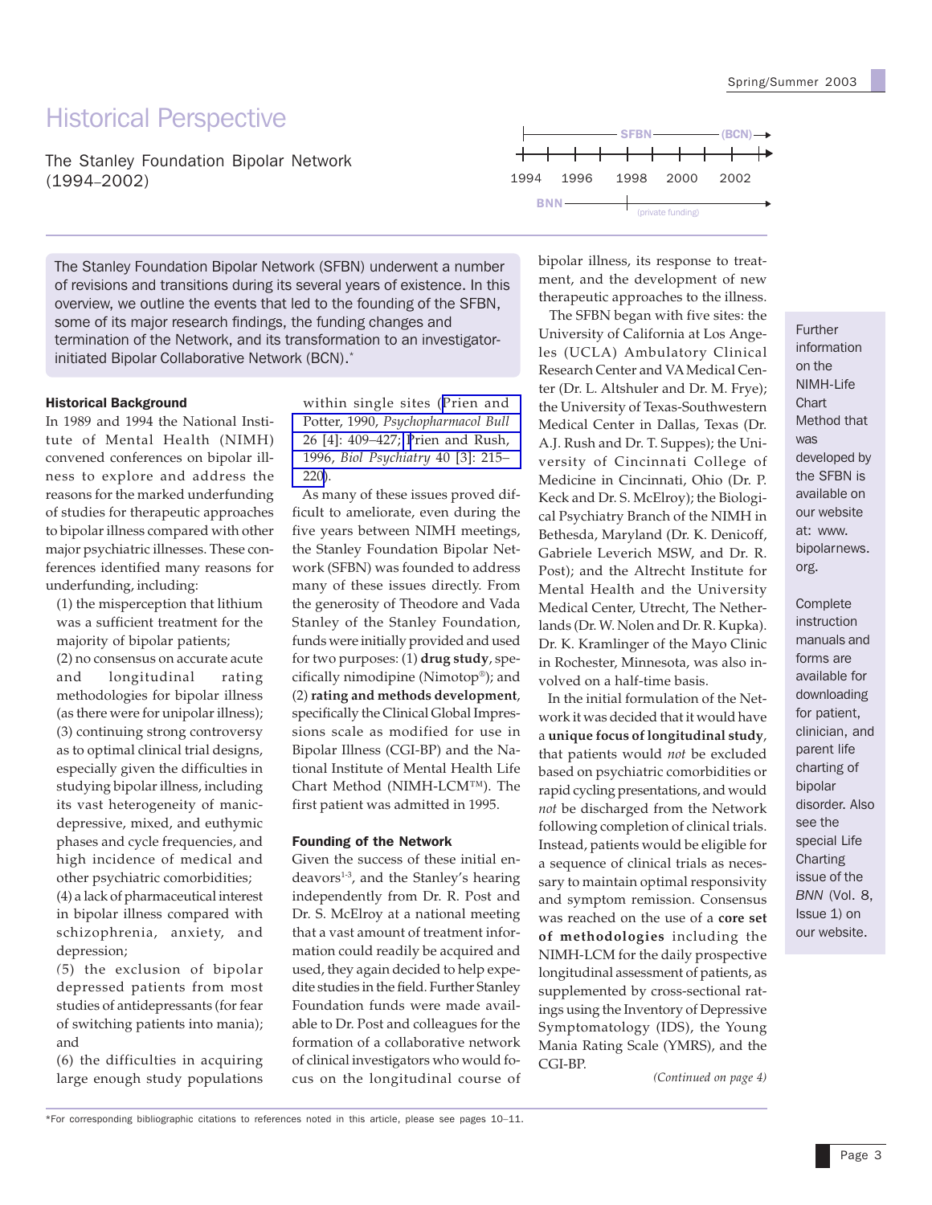# Historical Perspective

## The Stanley Foundation Bipolar Network (1994–2002)

SFBN (BCN)
1994 1996 1998 2000 2002
BNN (private funding)

The Stanley Foundation Bipolar Network (SFBN) underwent a number of revisions and transitions during its several years of existence. In this overview, we outline the events that led to the founding of the SFBN, some of its major research findings, the funding changes and termination of the Network, and its transformation to an investigator-initiated Bipolar Collaborative Network (BCN).*

### Historical Background

In 1989 and 1994 the National Institute of Mental Health (NIMH) convened conferences on bipolar illness to explore and address the reasons for the marked underfunding of studies for therapeutic approaches to bipolar illness compared with other major psychiatric illnesses. These conferences identified many reasons for underfunding, including:

(1) the misperception that lithium was a sufficient treatment for the majority of bipolar patients;
(2) no consensus on accurate acute and longitudinal rating methodologies for bipolar illness (as there were for unipolar illness);
(3) continuing strong controversy as to optimal clinical trial designs, especially given the difficulties in studying bipolar illness, including its vast heterogeneity of manic-depressive, mixed, and euthymic phases and cycle frequencies, and high incidence of medical and other psychiatric comorbidities;
(4) a lack of pharmaceutical interest in bipolar illness compared with schizophrenia, anxiety, and depression;
(5) the exclusion of bipolar depressed patients from most studies of antidepressants (for fear of switching patients into mania); and
(6) the difficulties in acquiring large enough study populations within single sites (Prien and Potter, 1990, *Psychopharmacol Bull* 26 [4]: 409–427; Prien and Rush, 1996, *Biol Psychiatry* 40 [3]: 215–220).

As many of these issues proved difficult to ameliorate, even during the five years between NIMH meetings, the Stanley Foundation Bipolar Network (SFBN) was founded to address many of these issues directly. From the generosity of Theodore and Vada Stanley of the Stanley Foundation, funds were initially provided and used for two purposes: (1) **drug study**, specifically nimodipine (Nimotop®); and (2) **rating and methods development**, specifically the Clinical Global Impressions scale as modified for use in Bipolar Illness (CGI-BP) and the National Institute of Mental Health Life Chart Method (NIMH-LCM™). The first patient was admitted in 1995.

### Founding of the Network

Given the success of these initial endeavors[1-3], and the Stanley's hearing independently from Dr. R. Post and Dr. S. McElroy at a national meeting that a vast amount of treatment information could readily be acquired and used, they again decided to help expedite studies in the field. Further Stanley Foundation funds were made available to Dr. Post and colleagues for the formation of a collaborative network of clinical investigators who would focus on the longitudinal course of bipolar illness, its response to treatment, and the development of new therapeutic approaches to the illness.

The SFBN began with five sites: the University of California at Los Angeles (UCLA) Ambulatory Clinical Research Center and VA Medical Center (Dr. L. Altshuler and Dr. M. Frye); the University of Texas-Southwestern Medical Center in Dallas, Texas (Dr. A.J. Rush and Dr. T. Suppes); the University of Cincinnati College of Medicine in Cincinnati, Ohio (Dr. P. Keck and Dr. S. McElroy); the Biological Psychiatry Branch of the NIMH in Bethesda, Maryland (Dr. K. Denicoff, Gabriele Leverich MSW, and Dr. R. Post); and the Altrecht Institute for Mental Health and the University Medical Center, Utrecht, The Netherlands (Dr. W. Nolen and Dr. R. Kupka). Dr. K. Kramlinger of the Mayo Clinic in Rochester, Minnesota, was also involved on a half-time basis.

In the initial formulation of the Network it was decided that it would have a **unique focus of longitudinal study**, that patients would *not* be excluded based on psychiatric comorbidities or rapid cycling presentations, and would *not* be discharged from the Network following completion of clinical trials. Instead, patients would be eligible for a sequence of clinical trials as necessary to maintain optimal responsivity and symptom remission. Consensus was reached on the use of a **core set of methodologies** including the NIMH-LCM for the daily prospective longitudinal assessment of patients, as supplemented by cross-sectional ratings using the Inventory of Depressive Symptomatology (IDS), the Young Mania Rating Scale (YMRS), and the CGI-BP.

*(Continued on page 4)*

Further information on the NIMH-Life Chart Method that was developed by the SFBN is available on our website at: www.bipolarnews.org.

Complete instruction manuals and forms are available for downloading for patient, clinician, and parent life charting of bipolar disorder. Also see the special Life Charting issue of the *BNN* (Vol. 8, Issue 1) on our website.

*For corresponding bibliographic citations to references noted in this article, please see pages 10–11.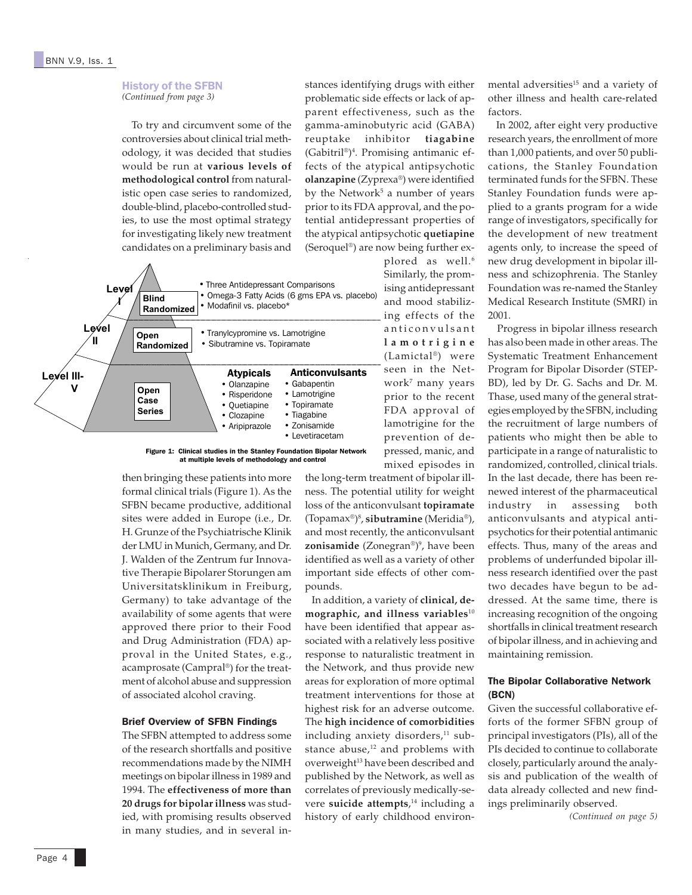### History of the SFBN

*(Continued from page 3)*

To try and circumvent some of the controversies about clinical trial methodology, it was decided that studies would be run at **various levels of methodological control** from naturalistic open case series to randomized, double-blind, placebo-controlled studies, to use the most optimal strategy for investigating likely new treatment candidates on a preliminary basis and then bringing these patients into more formal clinical trials (Figure 1). As the SFBN became productive, additional sites were added in Europe (i.e., Dr. H. Grunze of the Psychiatrische Klinik der LMU in Munich, Germany, and Dr. J. Walden of the Zentrum fur Innovative Therapie Bipolarer Storungen am Universitatsklinikum in Freiburg, Germany) to take advantage of the availability of some agents that were approved there prior to their Food and Drug Administration (FDA) approval in the United States, e.g., acamprosate (Campral®) for the treatment of alcohol abuse and suppression of associated alcohol craving.

Level I — Blind Randomized
- Three Antidepressant Comparisons
- Omega-3 Fatty Acids (6 gms EPA vs. placebo)
- Modafinil vs. placebo*

Level II — Open Randomized
- Tranylcypromine vs. Lamotrigine
- Sibutramine vs. Topiramate

Level III-V — Open Case Series

| Atypicals | Anticonvulsants |
|---|---|
| Olanzapine | Gabapentin |
| Risperidone | Lamotrigine |
| Quetiapine | Topiramate |
| Clozapine | Tiagabine |
| Aripiprazole | Zonisamide |
| | Levetiracetam |

**Figure 1: Clinical studies in the Stanley Foundation Bipolar Network at multiple levels of methodology and control**

#### Brief Overview of SFBN Findings

The SFBN attempted to address some of the research shortfalls and positive recommendations made by the NIMH meetings on bipolar illness in 1989 and 1994. The **effectiveness of more than 20 drugs for bipolar illness** was studied, with promising results observed in many studies, and in several instances identifying drugs with either problematic side effects or lack of apparent effectiveness, such as the gamma-aminobutyric acid (GABA) reuptake inhibitor **tiagabine** (Gabitril®)[4]. Promising antimanic effects of the atypical antipsychotic **olanzapine** (Zyprexa®) were identified by the Network[5] a number of years prior to its FDA approval, and the potential antidepressant properties of the atypical antipsychotic **quetiapine** (Seroquel®) are now being further explored as well.[6] Similarly, the promising antidepressant and mood stabilizing effects of the anticonvulsant **lamotrigine** (Lamictal®) were seen in the Network[7] many years prior to the recent FDA approval of lamotrigine for the prevention of depressed, manic, and mixed episodes in the long-term treatment of bipolar illness. The potential utility for weight loss of the anticonvulsant **topiramate** (Topamax®)[8], **sibutramine** (Meridia®), and most recently, the anticonvulsant **zonisamide** (Zonegran®)[9], have been identified as well as a variety of other important side effects of other compounds.

In addition, a variety of **clinical, demographic, and illness variables**[10] have been identified that appear associated with a relatively less positive response to naturalistic treatment in the Network, and thus provide new areas for exploration of more optimal treatment interventions for those at highest risk for an adverse outcome. The **high incidence of comorbidities** including anxiety disorders,[11] substance abuse,[12] and problems with overweight[13] have been described and published by the Network, as well as correlates of previously medically-severe **suicide attempts**,[14] including a history of early childhood environmental adversities[15] and a variety of other illness and health care-related factors.

In 2002, after eight very productive research years, the enrollment of more than 1,000 patients, and over 50 publications, the Stanley Foundation terminated funds for the SFBN. These Stanley Foundation funds were applied to a grants program for a wide range of investigators, specifically for the development of new treatment agents only, to increase the speed of new drug development in bipolar illness and schizophrenia. The Stanley Foundation was re-named the Stanley Medical Research Institute (SMRI) in 2001.

Progress in bipolar illness research has also been made in other areas. The Systematic Treatment Enhancement Program for Bipolar Disorder (STEP-BD), led by Dr. G. Sachs and Dr. M. Thase, used many of the general strategies employed by the SFBN, including the recruitment of large numbers of patients who might then be able to participate in a range of naturalistic to randomized, controlled, clinical trials. In the last decade, there has been renewed interest of the pharmaceutical industry in assessing both anticonvulsants and atypical antipsychotics for their potential antimanic effects. Thus, many of the areas and problems of underfunded bipolar illness research identified over the past two decades have begun to be addressed. At the same time, there is increasing recognition of the ongoing shortfalls in clinical treatment research of bipolar illness, and in achieving and maintaining remission.

#### The Bipolar Collaborative Network (BCN)

Given the successful collaborative efforts of the former SFBN group of principal investigators (PIs), all of the PIs decided to continue to collaborate closely, particularly around the analysis and publication of the wealth of data already collected and new findings preliminarily observed.

*(Continued on page 5)*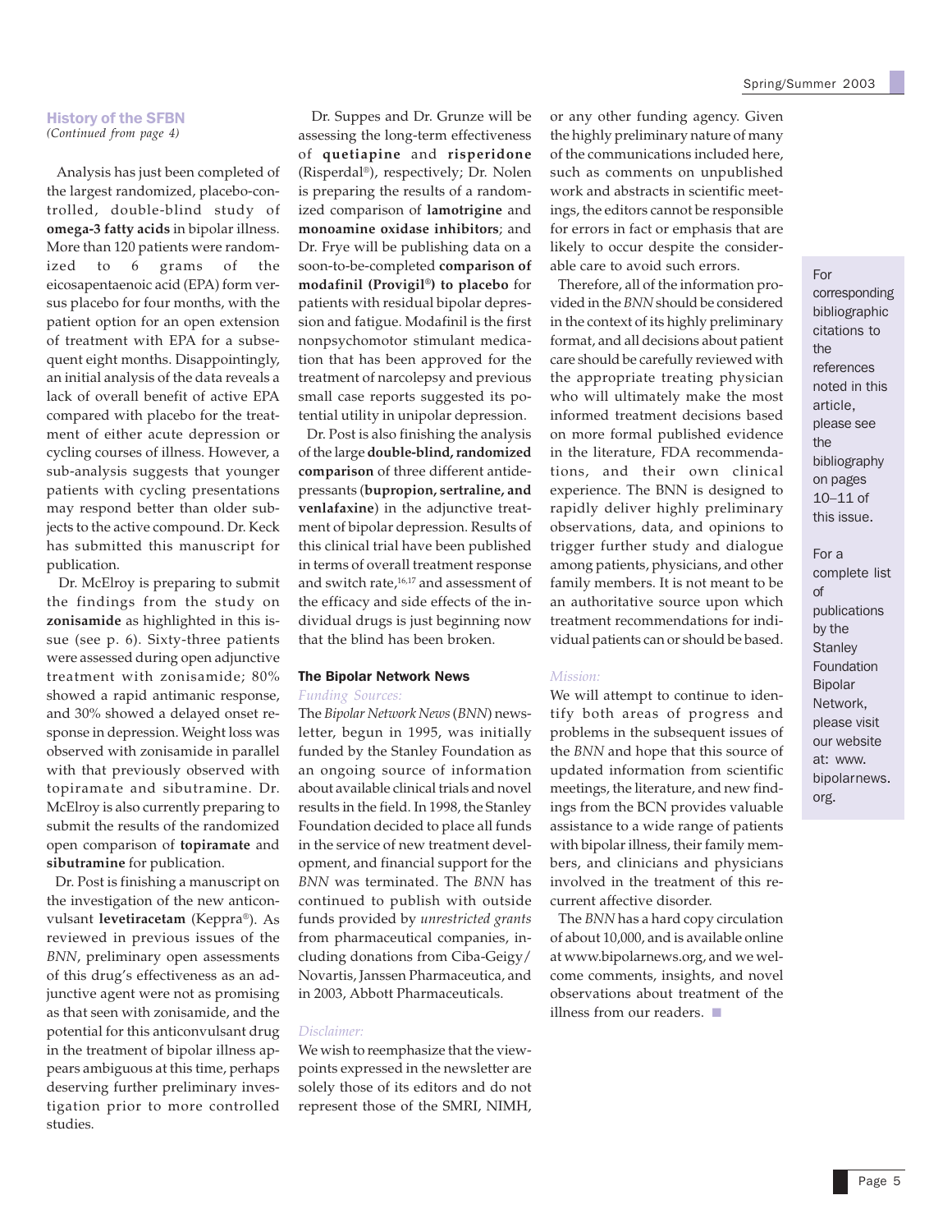### History of the SFBN

*(Continued from page 4)*

Analysis has just been completed of the largest randomized, placebo-controlled, double-blind study of **omega-3 fatty acids** in bipolar illness. More than 120 patients were randomized to 6 grams of the eicosapentaenoic acid (EPA) form versus placebo for four months, with the patient option for an open extension of treatment with EPA for a subsequent eight months. Disappointingly, an initial analysis of the data reveals a lack of overall benefit of active EPA compared with placebo for the treatment of either acute depression or cycling courses of illness. However, a sub-analysis suggests that younger patients with cycling presentations may respond better than older subjects to the active compound. Dr. Keck has submitted this manuscript for publication.

Dr. McElroy is preparing to submit the findings from the study on **zonisamide** as highlighted in this issue (see p. 6). Sixty-three patients were assessed during open adjunctive treatment with zonisamide; 80% showed a rapid antimanic response, and 30% showed a delayed onset response in depression. Weight loss was observed with zonisamide in parallel with that previously observed with topiramate and sibutramine. Dr. McElroy is also currently preparing to submit the results of the randomized open comparison of **topiramate** and **sibutramine** for publication.

Dr. Post is finishing a manuscript on the investigation of the new anticonvulsant **levetiracetam** (Keppra®). As reviewed in previous issues of the *BNN*, preliminary open assessments of this drug's effectiveness as an adjunctive agent were not as promising as that seen with zonisamide, and the potential for this anticonvulsant drug in the treatment of bipolar illness appears ambiguous at this time, perhaps deserving further preliminary investigation prior to more controlled studies.

Dr. Suppes and Dr. Grunze will be assessing the long-term effectiveness of **quetiapine** and **risperidone** (Risperdal®), respectively; Dr. Nolen is preparing the results of a randomized comparison of **lamotrigine** and **monoamine oxidase inhibitors**; and Dr. Frye will be publishing data on a soon-to-be-completed **comparison of modafinil (Provigil®) to placebo** for patients with residual bipolar depression and fatigue. Modafinil is the first nonpsychomotor stimulant medication that has been approved for the treatment of narcolepsy and previous small case reports suggested its potential utility in unipolar depression.

Dr. Post is also finishing the analysis of the large **double-blind, randomized comparison** of three different antidepressants (**bupropion, sertraline, and venlafaxine**) in the adjunctive treatment of bipolar depression. Results of this clinical trial have been published in terms of overall treatment response and switch rate,[16,17] and assessment of the efficacy and side effects of the individual drugs is just beginning now that the blind has been broken.

### The Bipolar Network News

*Funding Sources:*

The *Bipolar Network News* (*BNN*) newsletter, begun in 1995, was initially funded by the Stanley Foundation as an ongoing source of information about available clinical trials and novel results in the field. In 1998, the Stanley Foundation decided to place all funds in the service of new treatment development, and financial support for the *BNN* was terminated. The *BNN* has continued to publish with outside funds provided by *unrestricted grants* from pharmaceutical companies, including donations from Ciba-Geigy/Novartis, Janssen Pharmaceutica, and in 2003, Abbott Pharmaceuticals.

*Disclaimer:*

We wish to reemphasize that the viewpoints expressed in the newsletter are solely those of its editors and do not represent those of the SMRI, NIMH, or any other funding agency. Given the highly preliminary nature of many of the communications included here, such as comments on unpublished work and abstracts in scientific meetings, the editors cannot be responsible for errors in fact or emphasis that are likely to occur despite the considerable care to avoid such errors.

Therefore, all of the information provided in the *BNN* should be considered in the context of its highly preliminary format, and all decisions about patient care should be carefully reviewed with the appropriate treating physician who will ultimately make the most informed treatment decisions based on more formal published evidence in the literature, FDA recommendations, and their own clinical experience. The BNN is designed to rapidly deliver highly preliminary observations, data, and opinions to trigger further study and dialogue among patients, physicians, and other family members. It is not meant to be an authoritative source upon which treatment recommendations for individual patients can or should be based.

*Mission:*

We will attempt to continue to identify both areas of progress and problems in the subsequent issues of the *BNN* and hope that this source of updated information from scientific meetings, the literature, and new findings from the BCN provides valuable assistance to a wide range of patients with bipolar illness, their family members, and clinicians and physicians involved in the treatment of this recurrent affective disorder.

The *BNN* has a hard copy circulation of about 10,000, and is available online at www.bipolarnews.org, and we welcome comments, insights, and novel observations about treatment of the illness from our readers. ■

For corresponding bibliographic citations to the references noted in this article, please see the bibliography on pages 10–11 of this issue.

For a complete list of publications by the Stanley Foundation Bipolar Network, please visit our website at: www.bipolarnews.org.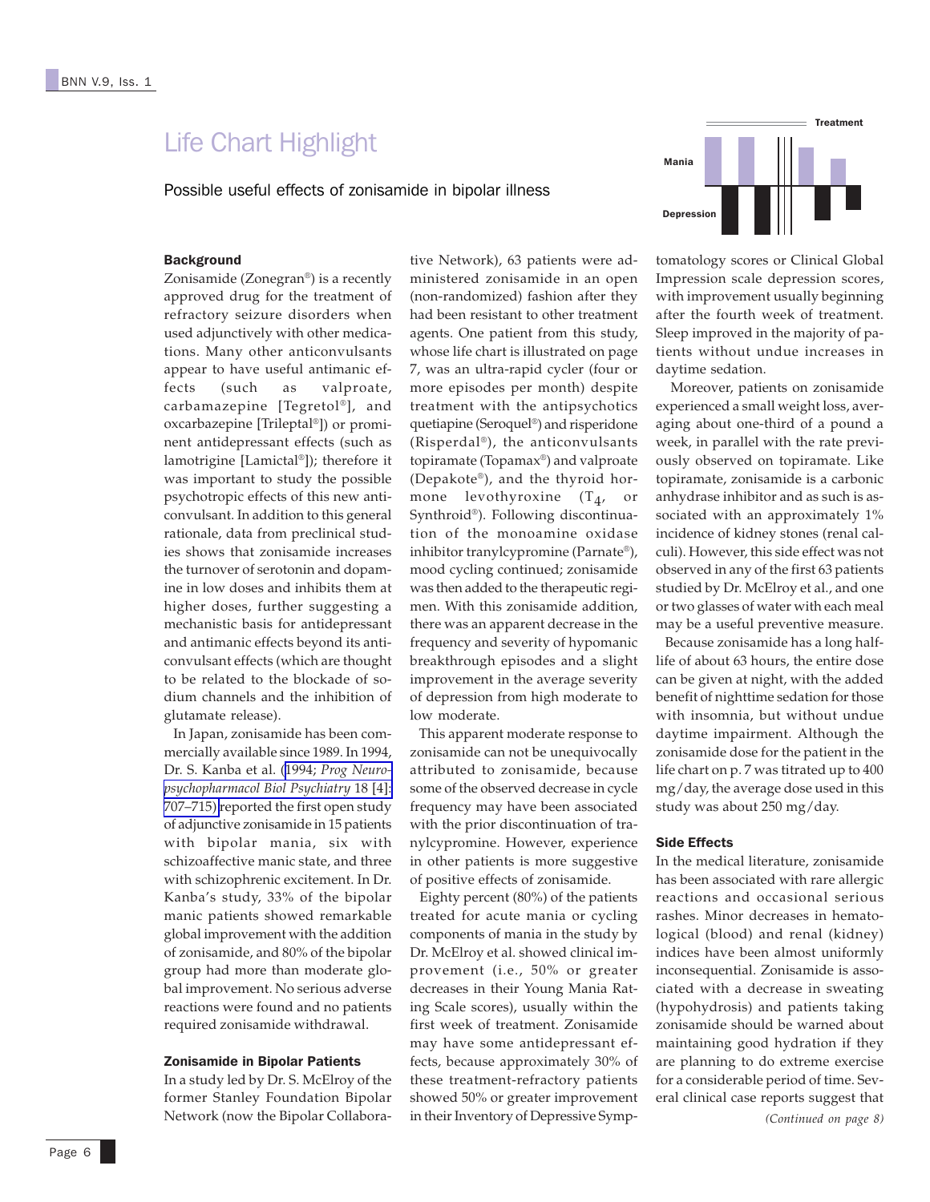# Life Chart Highlight

## Possible useful effects of zonisamide in bipolar illness

### Background

Zonisamide (Zonegran®) is a recently approved drug for the treatment of refractory seizure disorders when used adjunctively with other medications. Many other anticonvulsants appear to have useful antimanic effects (such as valproate, carbamazepine [Tegretol®], and oxcarbazepine [Trileptal®]) or prominent antidepressant effects (such as lamotrigine [Lamictal®]); therefore it was important to study the possible psychotropic effects of this new anticonvulsant. In addition to this general rationale, data from preclinical studies shows that zonisamide increases the turnover of serotonin and dopamine in low doses and inhibits them at higher doses, further suggesting a mechanistic basis for antidepressant and antimanic effects beyond its anticonvulsant effects (which are thought to be related to the blockade of sodium channels and the inhibition of glutamate release).

In Japan, zonisamide has been commercially available since 1989. In 1994, Dr. S. Kanba et al. (1994; *Prog Neuro-psychopharmacol Biol Psychiatry* 18 [4]: 707–715) reported the first open study of adjunctive zonisamide in 15 patients with bipolar mania, six with schizoaffective manic state, and three with schizophrenic excitement. In Dr. Kanba's study, 33% of the bipolar manic patients showed remarkable global improvement with the addition of zonisamide, and 80% of the bipolar group had more than moderate global improvement. No serious adverse reactions were found and no patients required zonisamide withdrawal.

### Zonisamide in Bipolar Patients

In a study led by Dr. S. McElroy of the former Stanley Foundation Bipolar Network (now the Bipolar Collaborative Network), 63 patients were administered zonisamide in an open (non-randomized) fashion after they had been resistant to other treatment agents. One patient from this study, whose life chart is illustrated on page 7, was an ultra-rapid cycler (four or more episodes per month) despite treatment with the antipsychotics quetiapine (Seroquel®) and risperidone (Risperdal®), the anticonvulsants topiramate (Topamax®) and valproate (Depakote®), and the thyroid hormone levothyroxine ($T_4$, or Synthroid®). Following discontinuation of the monoamine oxidase inhibitor tranylcypromine (Parnate®), mood cycling continued; zonisamide was then added to the therapeutic regimen. With this zonisamide addition, there was an apparent decrease in the frequency and severity of hypomanic breakthrough episodes and a slight improvement in the average severity of depression from high moderate to low moderate.

This apparent moderate response to zonisamide can not be unequivocally attributed to zonisamide, because some of the observed decrease in cycle frequency may have been associated with the prior discontinuation of tranylcypromine. However, experience in other patients is more suggestive of positive effects of zonisamide.

Eighty percent (80%) of the patients treated for acute mania or cycling components of mania in the study by Dr. McElroy et al. showed clinical improvement (i.e., 50% or greater decreases in their Young Mania Rating Scale scores), usually within the first week of treatment. Zonisamide may have some antidepressant effects, because approximately 30% of these treatment-refractory patients showed 50% or greater improvement in their Inventory of Depressive Symptomatology scores or Clinical Global Impression scale depression scores, with improvement usually beginning after the fourth week of treatment. Sleep improved in the majority of patients without undue increases in daytime sedation.

Moreover, patients on zonisamide experienced a small weight loss, averaging about one-third of a pound a week, in parallel with the rate previously observed on topiramate. Like topiramate, zonisamide is a carbonic anhydrase inhibitor and as such is associated with an approximately 1% incidence of kidney stones (renal calculi). However, this side effect was not observed in any of the first 63 patients studied by Dr. McElroy et al., and one or two glasses of water with each meal may be a useful preventive measure.

Because zonisamide has a long half-life of about 63 hours, the entire dose can be given at night, with the added benefit of nighttime sedation for those with insomnia, but without undue daytime impairment. Although the zonisamide dose for the patient in the life chart on p. 7 was titrated up to 400 mg/day, the average dose used in this study was about 250 mg/day.

### Side Effects

In the medical literature, zonisamide has been associated with rare allergic reactions and occasional serious rashes. Minor decreases in hematological (blood) and renal (kidney) indices have been almost uniformly inconsequential. Zonisamide is associated with a decrease in sweating (hypohydrosis) and patients taking zonisamide should be warned about maintaining good hydration if they are planning to do extreme exercise for a considerable period of time. Several clinical case reports suggest that

*(Continued on page 8)*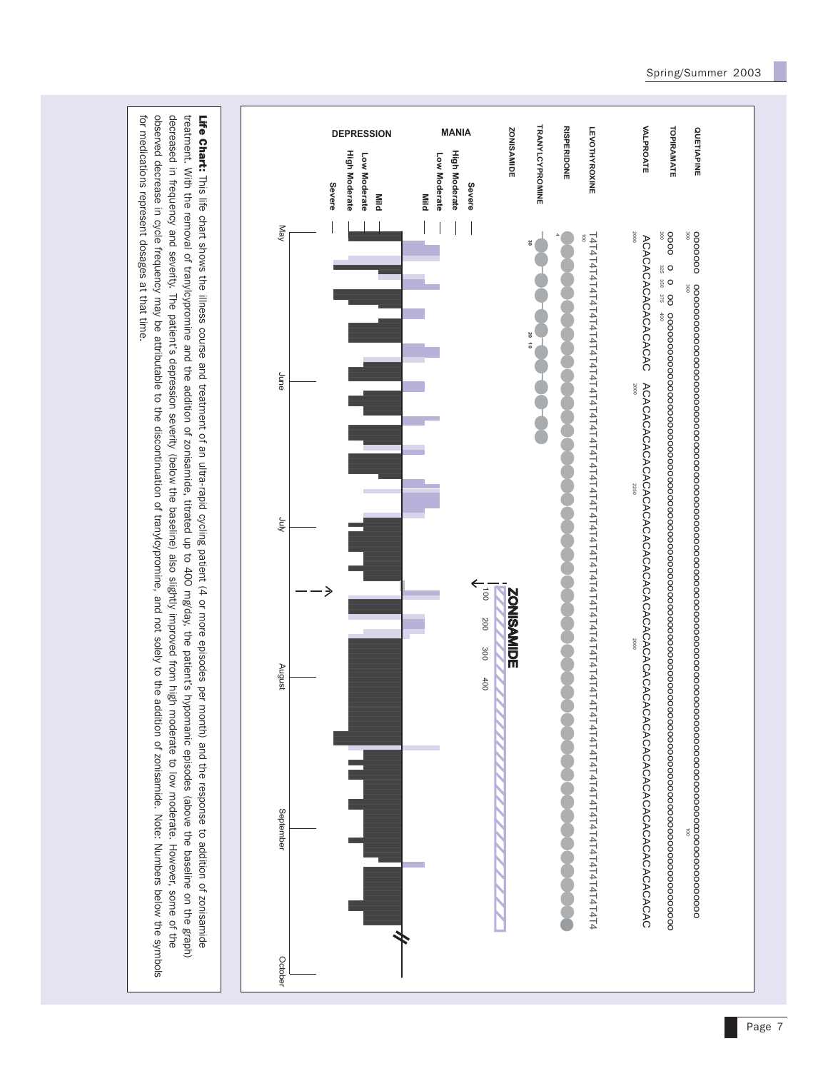**Life Chart:** This life chart shows the illness course and treatment of an ultra-rapid cycling patient (4 or more episodes per month) and the response to addition of zonisamide treatment. With the removal of tranylcypromine and the addition of zonisamide, titrated up to 400 mg/day, the patient's hypomanic episodes (above the baseline on the graph) decreased in frequency and severity. The patient's depression severity (below the baseline) also slightly improved from high moderate to low moderate. However, some of the observed decrease in cycle frequency may be attributable to the discontinuation of tranylcypromine, and not solely to the addition of zonisamide. Note: Numbers below the symbols for medications represent dosages at that time.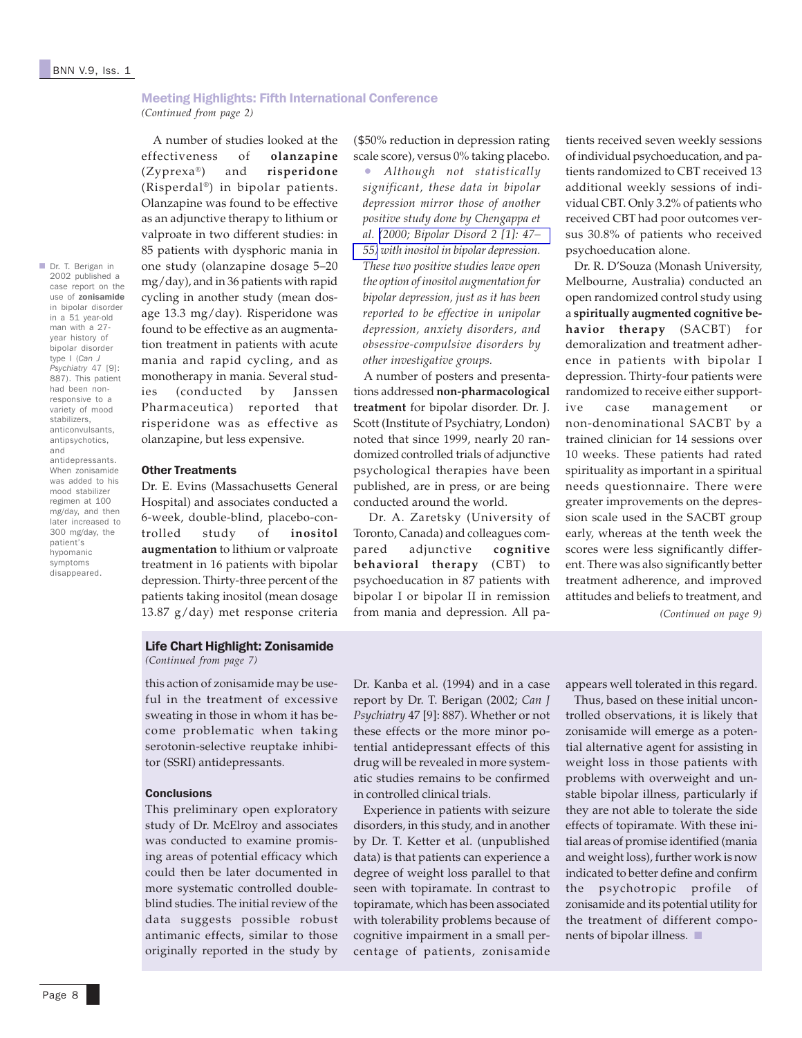## Meeting Highlights: Fifth International Conference

*(Continued from page 2)*

A number of studies looked at the effectiveness of **olanzapine** (Zyprexa®) and **risperidone** (Risperdal®) in bipolar patients. Olanzapine was found to be effective as an adjunctive therapy to lithium or valproate in two different studies: in 85 patients with dysphoric mania in one study (olanzapine dosage 5–20 mg/day), and in 36 patients with rapid cycling in another study (mean dosage 13.3 mg/day). Risperidone was found to be effective as an augmentation treatment in patients with acute mania and rapid cycling, and as monotherapy in mania. Several studies (conducted by Janssen Pharmaceutica) reported that risperidone was as effective as olanzapine, but less expensive.

Dr. T. Berigan in 2002 published a case report on the use of **zonisamide** in bipolar disorder in a 51 year-old man with a 27-year history of bipolar disorder type I (*Can J Psychiatry* 47 [9]: 887). This patient had been non-responsive to a variety of mood stabilizers, anticonvulsants, antipsychotics, and antidepressants. When zonisamide was added to his mood stabilizer regimen at 100 mg/day, and then later increased to 300 mg/day, the patient's hypomanic symptoms disappeared.

### Other Treatments

Dr. E. Evins (Massachusetts General Hospital) and associates conducted a 6-week, double-blind, placebo-controlled study of **inositol augmentation** to lithium or valproate treatment in 16 patients with bipolar depression. Thirty-three percent of the patients taking inositol (mean dosage 13.87 g/day) met response criteria ($50% reduction in depression rating scale score), versus 0% taking placebo.

- *Although not statistically significant, these data in bipolar depression mirror those of another positive study done by Chengappa et al. (2000; Bipolar Disord 2 [1]: 47–55) with inositol in bipolar depression. These two positive studies leave open the option of inositol augmentation for bipolar depression, just as it has been reported to be effective in unipolar depression, anxiety disorders, and obsessive-compulsive disorders by other investigative groups.*

A number of posters and presentations addressed **non-pharmacological treatment** for bipolar disorder. Dr. J. Scott (Institute of Psychiatry, London) noted that since 1999, nearly 20 randomized controlled trials of adjunctive psychological therapies have been published, are in press, or are being conducted around the world.

Dr. A. Zaretsky (University of Toronto, Canada) and colleagues compared adjunctive **cognitive behavioral therapy** (CBT) to psychoeducation in 87 patients with bipolar I or bipolar II in remission from mania and depression. All patients received seven weekly sessions of individual psychoeducation, and patients randomized to CBT received 13 additional weekly sessions of individual CBT. Only 3.2% of patients who received CBT had poor outcomes versus 30.8% of patients who received psychoeducation alone.

Dr. R. D'Souza (Monash University, Melbourne, Australia) conducted an open randomized control study using a **spiritually augmented cognitive behavior therapy** (SACBT) for demoralization and treatment adherence in patients with bipolar I depression. Thirty-four patients were randomized to receive either supportive case management or non-denominational SACBT by a trained clinician for 14 sessions over 10 weeks. These patients had rated spirituality as important in a spiritual needs questionnaire. There were greater improvements on the depression scale used in the SACBT group early, whereas at the tenth week the scores were less significantly different. There was also significantly better treatment adherence, and improved attitudes and beliefs to treatment, and

*(Continued on page 9)*

## Life Chart Highlight: Zonisamide

*(Continued from page 7)*

this action of zonisamide may be useful in the treatment of excessive sweating in those in whom it has become problematic when taking serotonin-selective reuptake inhibitor (SSRI) antidepressants.

### Conclusions

This preliminary open exploratory study of Dr. McElroy and associates was conducted to examine promising areas of potential efficacy which could then be later documented in more systematic controlled double-blind studies. The initial review of the data suggests possible robust antimanic effects, similar to those originally reported in the study by Dr. Kanba et al. (1994) and in a case report by Dr. T. Berigan (2002; *Can J Psychiatry* 47 [9]: 887). Whether or not these effects or the more minor potential antidepressant effects of this drug will be revealed in more systematic studies remains to be confirmed in controlled clinical trials.

Experience in patients with seizure disorders, in this study, and in another by Dr. T. Ketter et al. (unpublished data) is that patients can experience a degree of weight loss parallel to that seen with topiramate. In contrast to topiramate, which has been associated with tolerability problems because of cognitive impairment in a small percentage of patients, zonisamide appears well tolerated in this regard.

Thus, based on these initial uncontrolled observations, it is likely that zonisamide will emerge as a potential alternative agent for assisting in weight loss in those patients with problems with overweight and unstable bipolar illness, particularly if they are not able to tolerate the side effects of topiramate. With these initial areas of promise identified (mania and weight loss), further work is now indicated to better define and confirm the psychotropic profile of zonisamide and its potential utility for the treatment of different components of bipolar illness.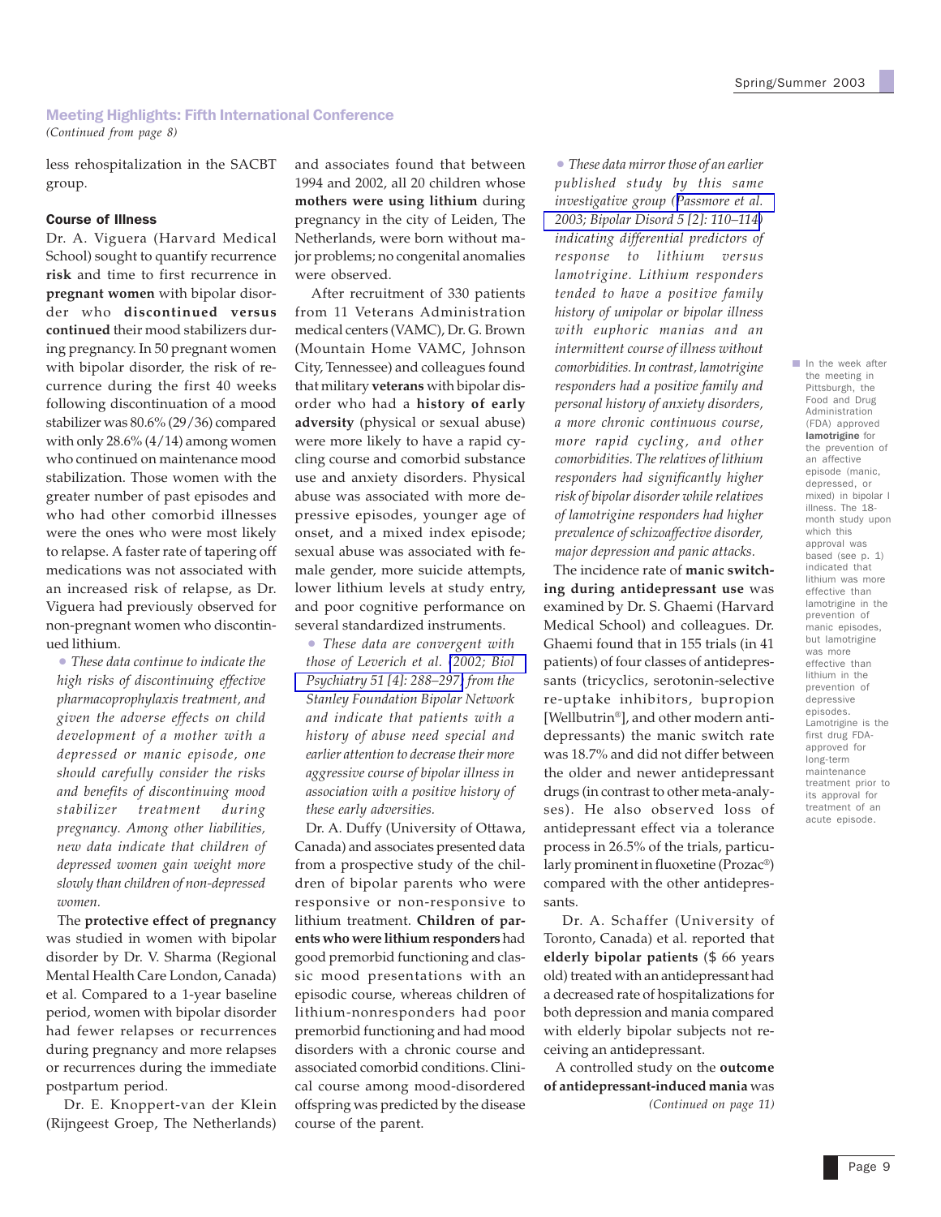## Meeting Highlights: Fifth International Conference

*(Continued from page 8)*

less rehospitalization in the SACBT group.

### Course of Illness

Dr. A. Viguera (Harvard Medical School) sought to quantify recurrence **risk** and time to first recurrence in **pregnant women** with bipolar disorder who **discontinued versus continued** their mood stabilizers during pregnancy. In 50 pregnant women with bipolar disorder, the risk of recurrence during the first 40 weeks following discontinuation of a mood stabilizer was 80.6% (29/36) compared with only 28.6% (4/14) among women who continued on maintenance mood stabilization. Those women with the greater number of past episodes and who had other comorbid illnesses were the ones who were most likely to relapse. A faster rate of tapering off medications was not associated with an increased risk of relapse, as Dr. Viguera had previously observed for non-pregnant women who discontinued lithium.

- *These data continue to indicate the high risks of discontinuing effective pharmacoprophylaxis treatment, and given the adverse effects on child development of a mother with a depressed or manic episode, one should carefully consider the risks and benefits of discontinuing mood stabilizer treatment during pregnancy. Among other liabilities, new data indicate that children of depressed women gain weight more slowly than children of non-depressed women.*

The **protective effect of pregnancy** was studied in women with bipolar disorder by Dr. V. Sharma (Regional Mental Health Care London, Canada) et al. Compared to a 1-year baseline period, women with bipolar disorder had fewer relapses or recurrences during pregnancy and more relapses or recurrences during the immediate postpartum period.

Dr. E. Knoppert-van der Klein (Rijngeest Groep, The Netherlands) and associates found that between 1994 and 2002, all 20 children whose **mothers were using lithium** during pregnancy in the city of Leiden, The Netherlands, were born without major problems; no congenital anomalies were observed.

After recruitment of 330 patients from 11 Veterans Administration medical centers (VAMC), Dr. G. Brown (Mountain Home VAMC, Johnson City, Tennessee) and colleagues found that military **veterans** with bipolar disorder who had a **history of early adversity** (physical or sexual abuse) were more likely to have a rapid cycling course and comorbid substance use and anxiety disorders. Physical abuse was associated with more depressive episodes, younger age of onset, and a mixed index episode; sexual abuse was associated with female gender, more suicide attempts, lower lithium levels at study entry, and poor cognitive performance on several standardized instruments.

- *These data are convergent with those of Leverich et al. (2002; Biol Psychiatry 51 [4]: 288–297) from the Stanley Foundation Bipolar Network and indicate that patients with a history of abuse need special and earlier attention to decrease their more aggressive course of bipolar illness in association with a positive history of these early adversities.*

Dr. A. Duffy (University of Ottawa, Canada) and associates presented data from a prospective study of the children of bipolar parents who were responsive or non-responsive to lithium treatment. **Children of parents who were lithium responders** had good premorbid functioning and classic mood presentations with an episodic course, whereas children of lithium-nonresponders had poor premorbid functioning and had mood disorders with a chronic course and associated comorbid conditions. Clinical course among mood-disordered offspring was predicted by the disease course of the parent.

- *These data mirror those of an earlier published study by this same investigative group (Passmore et al. 2003; Bipolar Disord 5 [2]: 110–114) indicating differential predictors of response to lithium versus lamotrigine. Lithium responders tended to have a positive family history of unipolar or bipolar illness with euphoric manias and an intermittent course of illness without comorbidities. In contrast, lamotrigine responders had a positive family and personal history of anxiety disorders, a more chronic continuous course, more rapid cycling, and other comorbidities. The relatives of lithium responders had significantly higher risk of bipolar disorder while relatives of lamotrigine responders had higher prevalence of schizoaffective disorder, major depression and panic attacks.*

The incidence rate of **manic switching during antidepressant use** was examined by Dr. S. Ghaemi (Harvard Medical School) and colleagues. Dr. Ghaemi found that in 155 trials (in 41 patients) of four classes of antidepressants (tricyclics, serotonin-selective re-uptake inhibitors, bupropion [Wellbutrin®], and other modern antidepressants) the manic switch rate was 18.7% and did not differ between the older and newer antidepressant drugs (in contrast to other meta-analyses). He also observed loss of antidepressant effect via a tolerance process in 26.5% of the trials, particularly prominent in fluoxetine (Prozac®) compared with the other antidepressants.

Dr. A. Schaffer (University of Toronto, Canada) et al. reported that **elderly bipolar patients** ($ 66 years old) treated with an antidepressant had a decreased rate of hospitalizations for both depression and mania compared with elderly bipolar subjects not receiving an antidepressant.

A controlled study on the **outcome of antidepressant-induced mania** was

*(Continued on page 11)*

In the week after the meeting in Pittsburgh, the Food and Drug Administration (FDA) approved **lamotrigine** for the prevention of an affective episode (manic, depressed, or mixed) in bipolar I illness. The 18-month study upon which this approval was based (see p. 1) indicated that lithium was more effective than lamotrigine in the prevention of manic episodes, but lamotrigine was more effective than lithium in the prevention of depressive episodes. Lamotrigine is the first drug FDA-approved for long-term maintenance treatment prior to its approval for treatment of an acute episode.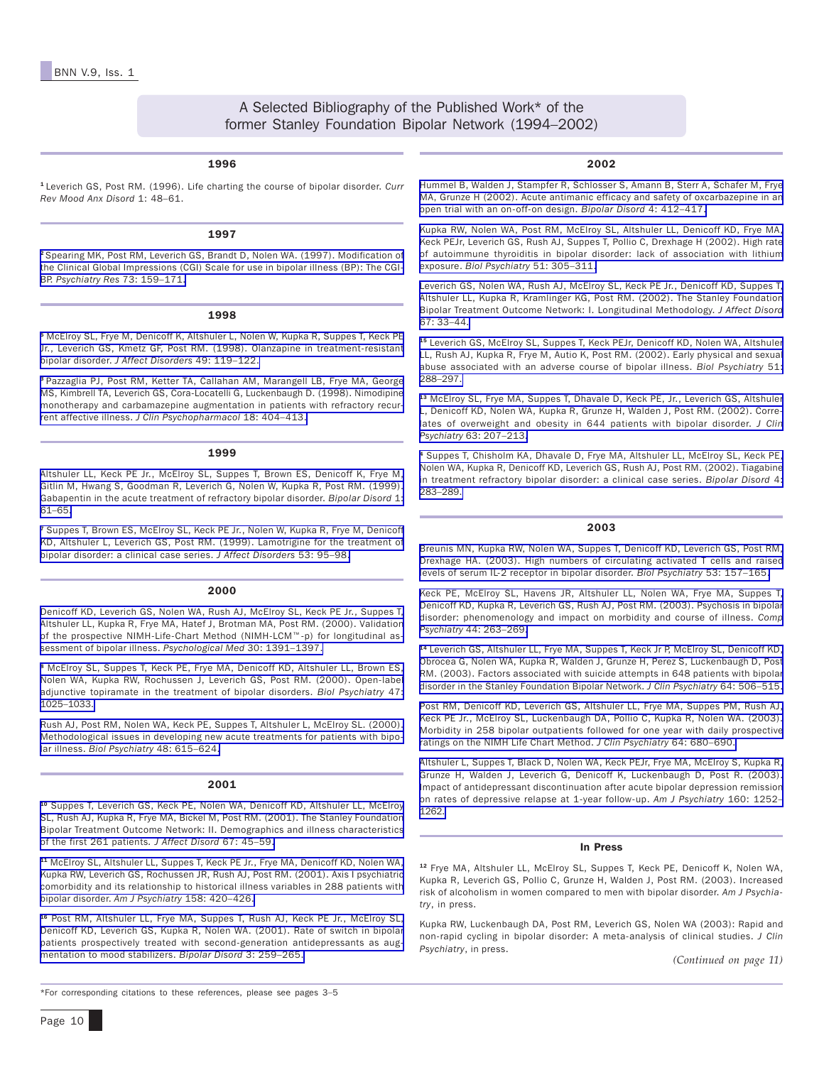# A Selected Bibliography of the Published Work* of the former Stanley Foundation Bipolar Network (1994–2002)

## 1996

[1] Leverich GS, Post RM. (1996). Life charting the course of bipolar disorder. *Curr Rev Mood Anx Disord* 1: 48–61.

## 1997

[2] Spearing MK, Post RM, Leverich GS, Brandt D, Nolen WA. (1997). Modification of the Clinical Global Impressions (CGI) Scale for use in bipolar illness (BP): The CGI-BP. *Psychiatry Res* 73: 159–171.

## 1998

[3] McElroy SL, Frye M, Denicoff K, Altshuler L, Nolen W, Kupka R, Suppes T, Keck PE Jr., Leverich GS, Kmetz GF, Post RM. (1998). Olanzapine in treatment-resistant bipolar disorder. *J Affect Disorders* 49: 119–122.

[5] Pazzaglia PJ, Post RM, Ketter TA, Callahan AM, Marangell LB, Frye MA, George MS, Kimbrell TA, Leverich GS, Cora-Locatelli G, Luckenbaugh D. (1998). Nimodipine monotherapy and carbamazepine augmentation in patients with refractory recurrent affective illness. *J Clin Psychopharmacol* 18: 404–413.

## 1999

Altshuler LL, Keck PE Jr., McElroy SL, Suppes T, Brown ES, Denicoff K, Frye M, Gitlin M, Hwang S, Goodman R, Leverich G, Nolen W, Kupka R, Post RM. (1999). Gabapentin in the acute treatment of refractory bipolar disorder. *Bipolar Disord* 1: 61–65.

[7] Suppes T, Brown ES, McElroy SL, Keck PE Jr., Nolen W, Kupka R, Frye M, Denicoff KD, Altshuler L, Leverich GS, Post RM. (1999). Lamotrigine for the treatment of bipolar disorder: a clinical case series. *J Affect Disorders* 53: 95–98.

## 2000

Denicoff KD, Leverich GS, Nolen WA, Rush AJ, McElroy SL, Keck PE Jr., Suppes T, Altshuler LL, Kupka R, Frye MA, Hatef J, Brotman MA, Post RM. (2000). Validation of the prospective NIMH-Life-Chart Method (NIMH-LCM™-p) for longitudinal assessment of bipolar illness. *Psychological Med* 30: 1391–1397.

[8] McElroy SL, Suppes T, Keck PE, Frye MA, Denicoff KD, Altshuler LL, Brown ES, Nolen WA, Kupka RW, Rochussen J, Leverich GS, Post RM. (2000). Open-label adjunctive topiramate in the treatment of bipolar disorders. *Biol Psychiatry* 47: 1025–1033.

Rush AJ, Post RM, Nolen WA, Keck PE, Suppes T, Altshuler L, McElroy SL. (2000). Methodological issues in developing new acute treatments for patients with bipolar illness. *Biol Psychiatry* 48: 615–624.

## 2001

[10] Suppes T, Leverich GS, Keck PE, Nolen WA, Denicoff KD, Altshuler LL, McElroy SL, Rush AJ, Kupka R, Frye MA, Bickel M, Post RM. (2001). The Stanley Foundation Bipolar Treatment Outcome Network: II. Demographics and illness characteristics of the first 261 patients. *J Affect Disord* 67: 45–59.

[11] McElroy SL, Altshuler LL, Suppes T, Keck PE Jr., Frye MA, Denicoff KD, Nolen WA, Kupka RW, Leverich GS, Rochussen JR, Rush AJ, Post RM. (2001). Axis I psychiatric comorbidity and its relationship to historical illness variables in 288 patients with bipolar disorder. *Am J Psychiatry* 158: 420–426.

[16] Post RM, Altshuler LL, Frye MA, Suppes T, Rush AJ, Keck PE Jr., McElroy SL, Denicoff KD, Leverich GS, Kupka R, Nolen WA. (2001). Rate of switch in bipolar patients prospectively treated with second-generation antidepressants as augmentation to mood stabilizers. *Bipolar Disord* 3: 259–265.

## 2002

Hummel B, Walden J, Stampfer R, Schlosser S, Amann B, Sterr A, Schafer M, Frye MA, Grunze H (2002). Acute antimanic efficacy and safety of oxcarbazepine in an open trial with an on-off-on design. *Bipolar Disord* 4: 412–417.

Kupka RW, Nolen WA, Post RM, McElroy SL, Altshuler LL, Denicoff KD, Frye MA, Keck PEJr, Leverich GS, Rush AJ, Suppes T, Pollio C, Drexhage H (2002). High rate of autoimmune thyroiditis in bipolar disorder: lack of association with lithium exposure. *Biol Psychiatry* 51: 305–311.

Leverich GS, Nolen WA, Rush AJ, McElroy SL, Keck PE Jr., Denicoff KD, Suppes T, Altshuler LL, Kupka R, Kramlinger KG, Post RM. (2002). The Stanley Foundation Bipolar Treatment Outcome Network: I. Longitudinal Methodology. *J Affect Disord* 67: 33–44.

[15] Leverich GS, McElroy SL, Suppes T, Keck PEJr, Denicoff KD, Nolen WA, Altshuler LL, Rush AJ, Kupka R, Frye M, Autio K, Post RM. (2002). Early physical and sexual abuse associated with an adverse course of bipolar illness. *Biol Psychiatry* 51: 288–297.

[13] McElroy SL, Frye MA, Suppes T, Dhavale D, Keck PE, Jr., Leverich GS, Altshuler L, Denicoff KD, Nolen WA, Kupka R, Grunze H, Walden J, Post RM. (2002). Correlates of overweight and obesity in 644 patients with bipolar disorder. *J Clin Psychiatry* 63: 207–213.

[4] Suppes T, Chisholm KA, Dhavale D, Frye MA, Altshuler LL, McElroy SL, Keck PE, Nolen WA, Kupka R, Denicoff KD, Leverich GS, Rush AJ, Post RM. (2002). Tiagabine in treatment refractory bipolar disorder: a clinical case series. *Bipolar Disord* 4: 283–289.

## 2003

Breunis MN, Kupka RW, Nolen WA, Suppes T, Denicoff KD, Leverich GS, Post RM, Drexhage HA. (2003). High numbers of circulating activated T cells and raised levels of serum IL-2 receptor in bipolar disorder. *Biol Psychiatry* 53: 157–165.

Keck PE, McElroy SL, Havens JR, Altshuler LL, Nolen WA, Frye MA, Suppes T, Denicoff KD, Kupka R, Leverich GS, Rush AJ, Post RM. (2003). Psychosis in bipolar disorder: phenomenology and impact on morbidity and course of illness. *Comp Psychiatry* 44: 263–269.

[14] Leverich GS, Altshuler LL, Frye MA, Suppes T, Keck Jr P, McElroy SL, Denicoff KD, Obrocea G, Nolen WA, Kupka R, Walden J, Grunze H, Perez S, Luckenbaugh D, Post RM. (2003). Factors associated with suicide attempts in 648 patients with bipolar disorder in the Stanley Foundation Bipolar Network. *J Clin Psychiatry* 64: 506–515.

Post RM, Denicoff KD, Leverich GS, Altshuler LL, Frye MA, Suppes PM, Rush AJ, Keck PE Jr., McElroy SL, Luckenbaugh DA, Pollio C, Kupka R, Nolen WA. (2003). Morbidity in 258 bipolar outpatients followed for one year with daily prospective ratings on the NIMH Life Chart Method. *J Clin Psychiatry* 64: 680–690.

Altshuler L, Suppes T, Black D, Nolen WA, Keck PEJr, Frye MA, McElroy S, Kupka R, Grunze H, Walden J, Leverich G, Denicoff K, Luckenbaugh D, Post R. (2003). Impact of antidepressant discontinuation after acute bipolar depression remission on rates of depressive relapse at 1-year follow-up. *Am J Psychiatry* 160: 1252–1262.

## In Press

[12] Frye MA, Altshuler LL, McElroy SL, Suppes T, Keck PE, Denicoff K, Nolen WA, Kupka R, Leverich GS, Pollio C, Grunze H, Walden J, Post RM. (2003). Increased risk of alcoholism in women compared to men with bipolar disorder. *Am J Psychiatry*, in press.

Kupka RW, Luckenbaugh DA, Post RM, Leverich GS, Nolen WA (2003): Rapid and non-rapid cycling in bipolar disorder: A meta-analysis of clinical studies. *J Clin Psychiatry*, in press.

*(Continued on page 11)*

*For corresponding citations to these references, please see pages 3–5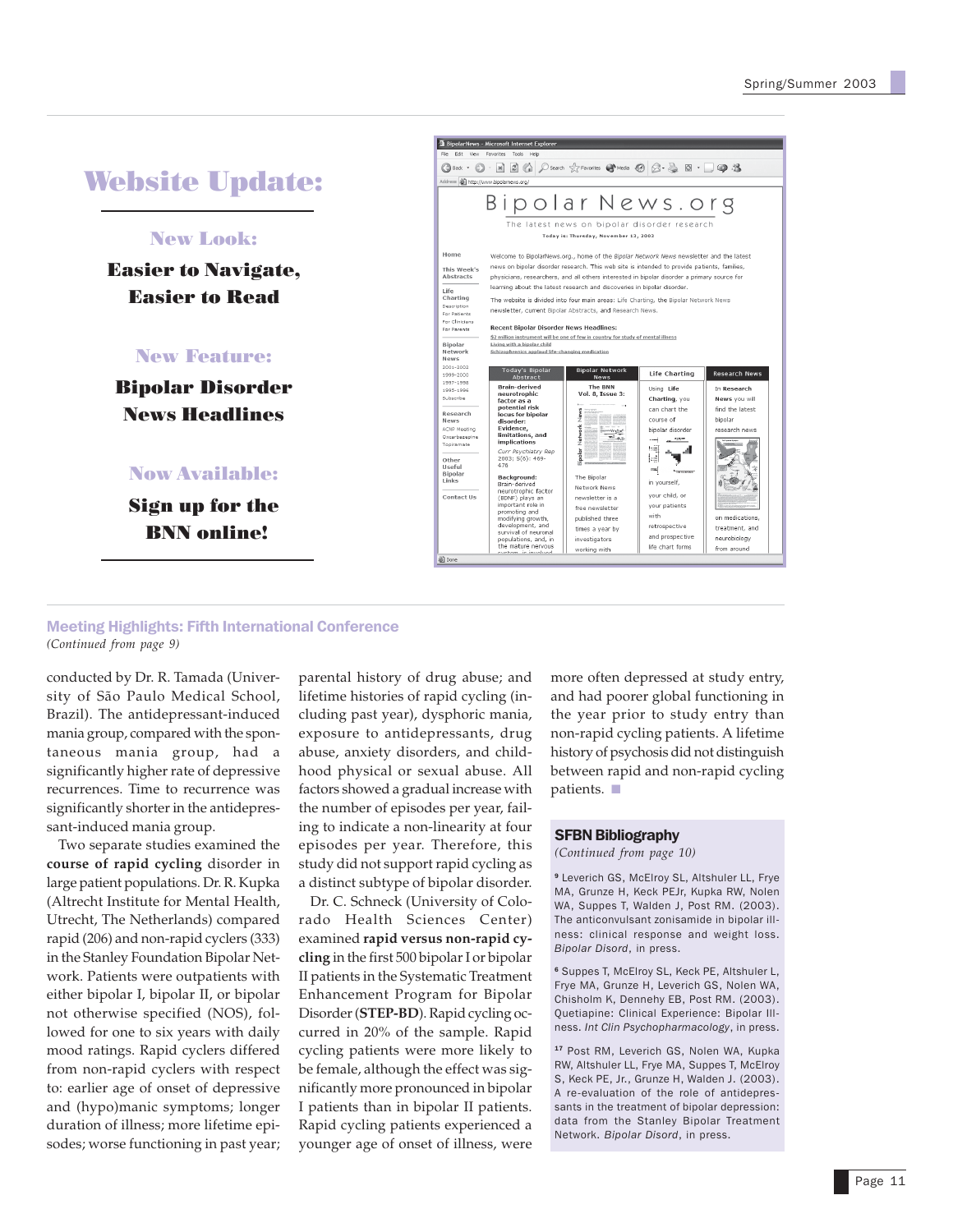# Website Update:

### New Look:

**Easier to Navigate, Easier to Read**

### New Feature:

**Bipolar Disorder News Headlines**

### Now Available:

**Sign up for the BNN online!**

## Meeting Highlights: Fifth International Conference

*(Continued from page 9)*

conducted by Dr. R. Tamada (University of São Paulo Medical School, Brazil). The antidepressant-induced mania group, compared with the spontaneous mania group, had a significantly higher rate of depressive recurrences. Time to recurrence was significantly shorter in the antidepressant-induced mania group.

Two separate studies examined the **course of rapid cycling** disorder in large patient populations. Dr. R. Kupka (Altrecht Institute for Mental Health, Utrecht, The Netherlands) compared rapid (206) and non-rapid cyclers (333) in the Stanley Foundation Bipolar Network. Patients were outpatients with either bipolar I, bipolar II, or bipolar not otherwise specified (NOS), followed for one to six years with daily mood ratings. Rapid cyclers differed from non-rapid cyclers with respect to: earlier age of onset of depressive and (hypo)manic symptoms; longer duration of illness; more lifetime episodes; worse functioning in past year; parental history of drug abuse; and lifetime histories of rapid cycling (including past year), dysphoric mania, exposure to antidepressants, drug abuse, anxiety disorders, and childhood physical or sexual abuse. All factors showed a gradual increase with the number of episodes per year, failing to indicate a non-linearity at four episodes per year. Therefore, this study did not support rapid cycling as a distinct subtype of bipolar disorder.

Dr. C. Schneck (University of Colorado Health Sciences Center) examined **rapid versus non-rapid cycling** in the first 500 bipolar I or bipolar II patients in the Systematic Treatment Enhancement Program for Bipolar Disorder (**STEP-BD**). Rapid cycling occurred in 20% of the sample. Rapid cycling patients were more likely to be female, although the effect was significantly more pronounced in bipolar I patients than in bipolar II patients. Rapid cycling patients experienced a younger age of onset of illness, were more often depressed at study entry, and had poorer global functioning in the year prior to study entry than non-rapid cycling patients. A lifetime history of psychosis did not distinguish between rapid and non-rapid cycling patients. ■

## SFBN Bibliography

*(Continued from page 10)*

[9] Leverich GS, McElroy SL, Altshuler LL, Frye MA, Grunze H, Keck PEJr, Kupka RW, Nolen WA, Suppes T, Walden J, Post RM. (2003). The anticonvulsant zonisamide in bipolar illness: clinical response and weight loss. *Bipolar Disord*, in press.

[6] Suppes T, McElroy SL, Keck PE, Altshuler L, Frye MA, Grunze H, Leverich GS, Nolen WA, Chisholm K, Dennehy EB, Post RM. (2003). Quetiapine: Clinical Experience: Bipolar Illness. *Int Clin Psychopharmacology*, in press.

[17] Post RM, Leverich GS, Nolen WA, Kupka RW, Altshuler LL, Frye MA, Suppes T, McElroy S, Keck PE, Jr., Grunze H, Walden J. (2003). A re-evaluation of the role of antidepressants in the treatment of bipolar depression: data from the Stanley Bipolar Treatment Network. *Bipolar Disord*, in press.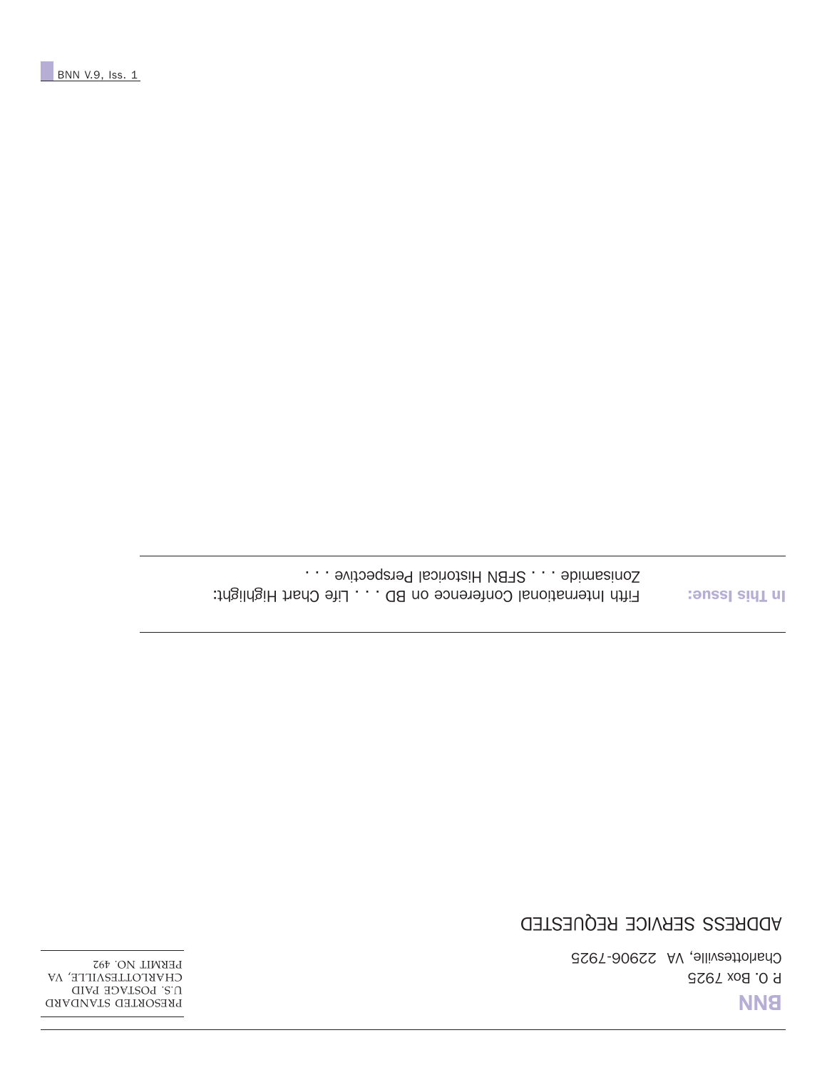**BNN**

P. O. Box 7925

Charlottesville, VA 22906-7925

ADDRESS SERVICE REQUESTED

PRESORTED STANDARD
U.S. POSTAGE PAID
CHARLOTTESVILLE, VA
PERMIT NO. 492

**In This Issue:** Fifth International Conference on BD . . . Life Chart Highlight: Zonisamide . . . SFBN Historical Perspective . . .